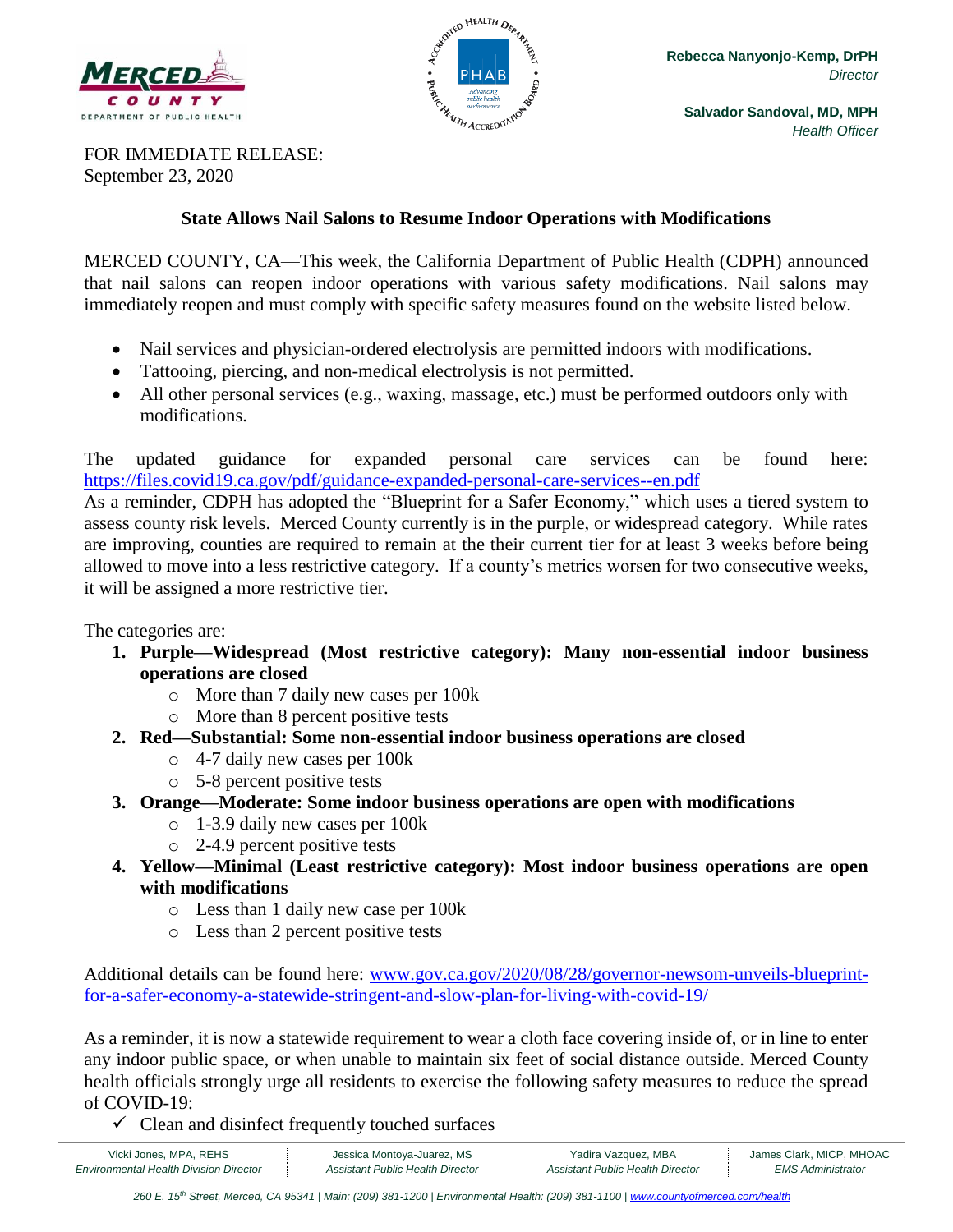Rebecca Nanyonjo-Kemp, DrPH
*Director*

Salvador Sandoval, MD, MPH
*Health Officer*

FOR IMMEDIATE RELEASE:
September 23, 2020

## State Allows Nail Salons to Resume Indoor Operations with Modifications

MERCED COUNTY, CA—This week, the California Department of Public Health (CDPH) announced that nail salons can reopen indoor operations with various safety modifications. Nail salons may immediately reopen and must comply with specific safety measures found on the website listed below.

- Nail services and physician-ordered electrolysis are permitted indoors with modifications.
- Tattooing, piercing, and non-medical electrolysis is not permitted.
- All other personal services (e.g., waxing, massage, etc.) must be performed outdoors only with modifications.

The updated guidance for expanded personal care services can be found here: https://files.covid19.ca.gov/pdf/guidance-expanded-personal-care-services--en.pdf
As a reminder, CDPH has adopted the "Blueprint for a Safer Economy," which uses a tiered system to assess county risk levels. Merced County currently is in the purple, or widespread category. While rates are improving, counties are required to remain at the their current tier for at least 3 weeks before being allowed to move into a less restrictive category. If a county's metrics worsen for two consecutive weeks, it will be assigned a more restrictive tier.

The categories are:

1. **Purple—Widespread (Most restrictive category): Many non-essential indoor business operations are closed**
   - More than 7 daily new cases per 100k
   - More than 8 percent positive tests
2. **Red—Substantial: Some non-essential indoor business operations are closed**
   - 4-7 daily new cases per 100k
   - 5-8 percent positive tests
3. **Orange—Moderate: Some indoor business operations are open with modifications**
   - 1-3.9 daily new cases per 100k
   - 2-4.9 percent positive tests
4. **Yellow—Minimal (Least restrictive category): Most indoor business operations are open with modifications**
   - Less than 1 daily new case per 100k
   - Less than 2 percent positive tests

Additional details can be found here: www.gov.ca.gov/2020/08/28/governor-newsom-unveils-blueprint-for-a-safer-economy-a-statewide-stringent-and-slow-plan-for-living-with-covid-19/

As a reminder, it is now a statewide requirement to wear a cloth face covering inside of, or in line to enter any indoor public space, or when unable to maintain six feet of social distance outside. Merced County health officials strongly urge all residents to exercise the following safety measures to reduce the spread of COVID-19:

- ✓ Clean and disinfect frequently touched surfaces

| Vicki Jones, MPA, REHS | Jessica Montoya-Juarez, MS | Yadira Vazquez, MBA | James Clark, MICP, MHOAC |
| --- | --- | --- | --- |
| *Environmental Health Division Director* | *Assistant Public Health Director* | *Assistant Public Health Director* | *EMS Administrator* |

*260 E. 15th Street, Merced, CA 95341 | Main: (209) 381-1200 | Environmental Health: (209) 381-1100 | www.countyofmerced.com/health*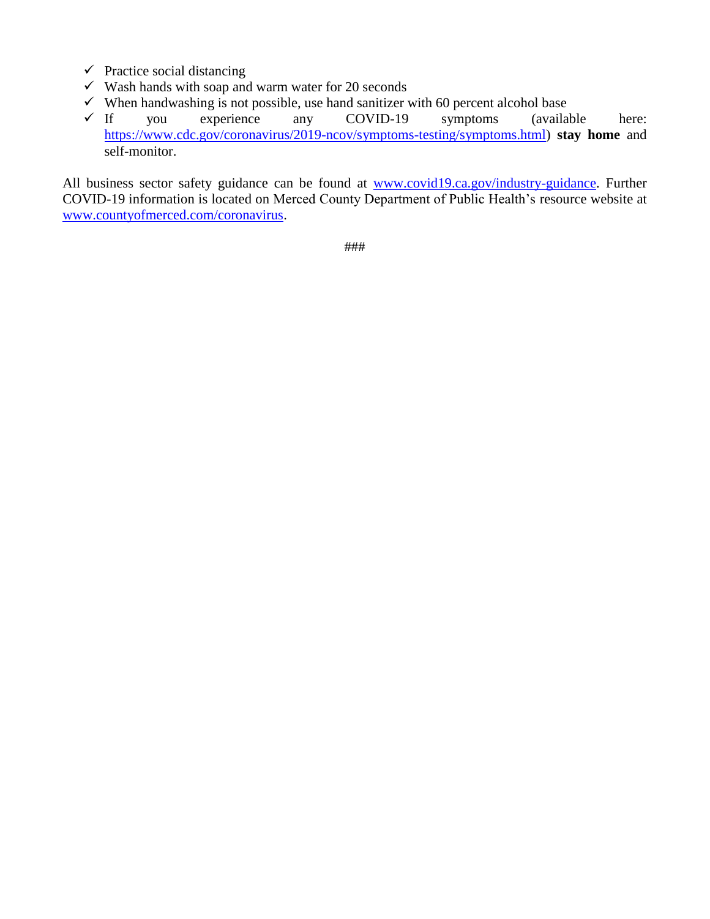- ✓ Practice social distancing
- ✓ Wash hands with soap and warm water for 20 seconds
- ✓ When handwashing is not possible, use hand sanitizer with 60 percent alcohol base
- ✓ If you experience any COVID-19 symptoms (available here: https://www.cdc.gov/coronavirus/2019-ncov/symptoms-testing/symptoms.html) **stay home** and self-monitor.

All business sector safety guidance can be found at www.covid19.ca.gov/industry-guidance. Further COVID-19 information is located on Merced County Department of Public Health's resource website at www.countyofmerced.com/coronavirus.

###